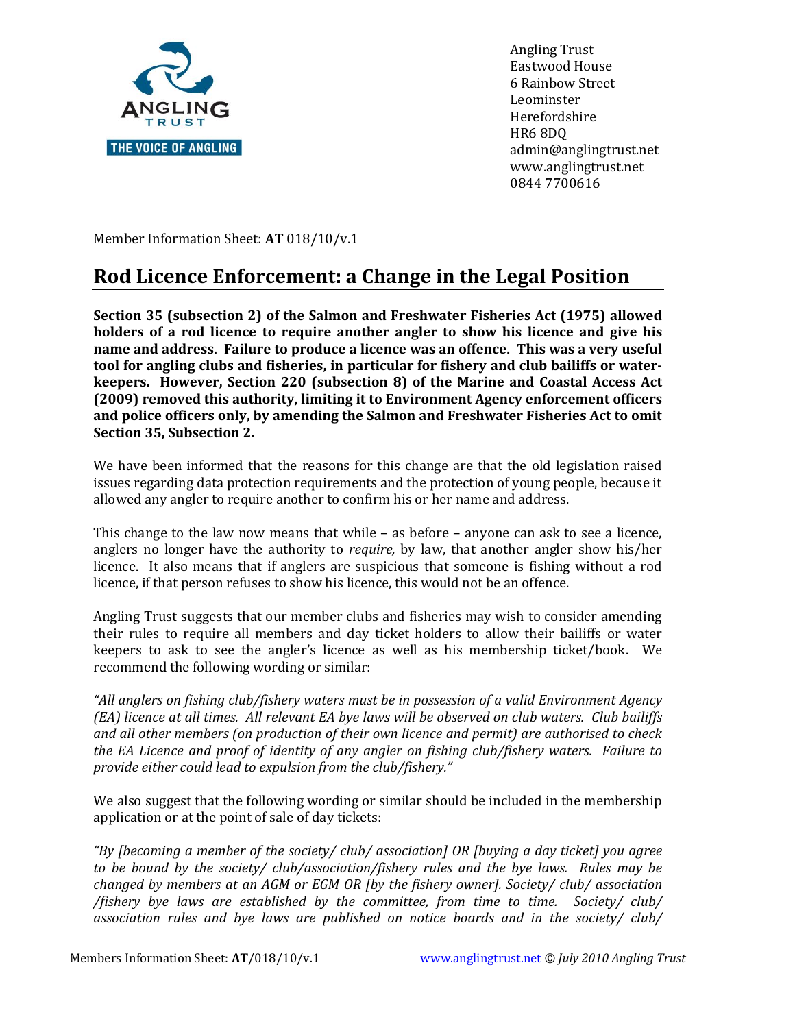Angling Trust
Eastwood House
6 Rainbow Street
Leominster
Herefordshire
HR6 8DQ
admin@anglingtrust.net
www.anglingtrust.net
0844 7700616

Member Information Sheet: **AT** 018/10/v.1

# Rod Licence Enforcement: a Change in the Legal Position

**Section 35 (subsection 2) of the Salmon and Freshwater Fisheries Act (1975) allowed holders of a rod licence to require another angler to show his licence and give his name and address. Failure to produce a licence was an offence. This was a very useful tool for angling clubs and fisheries, in particular for fishery and club bailiffs or water-keepers. However, Section 220 (subsection 8) of the Marine and Coastal Access Act (2009) removed this authority, limiting it to Environment Agency enforcement officers and police officers only, by amending the Salmon and Freshwater Fisheries Act to omit Section 35, Subsection 2.**

We have been informed that the reasons for this change are that the old legislation raised issues regarding data protection requirements and the protection of young people, because it allowed any angler to require another to confirm his or her name and address.

This change to the law now means that while – as before – anyone can ask to see a licence, anglers no longer have the authority to *require,* by law, that another angler show his/her licence. It also means that if anglers are suspicious that someone is fishing without a rod licence, if that person refuses to show his licence, this would not be an offence.

Angling Trust suggests that our member clubs and fisheries may wish to consider amending their rules to require all members and day ticket holders to allow their bailiffs or water keepers to ask to see the angler's licence as well as his membership ticket/book. We recommend the following wording or similar:

*"All anglers on fishing club/fishery waters must be in possession of a valid Environment Agency (EA) licence at all times. All relevant EA bye laws will be observed on club waters. Club bailiffs and all other members (on production of their own licence and permit) are authorised to check the EA Licence and proof of identity of any angler on fishing club/fishery waters. Failure to provide either could lead to expulsion from the club/fishery."*

We also suggest that the following wording or similar should be included in the membership application or at the point of sale of day tickets:

*"By [becoming a member of the society/ club/ association] OR [buying a day ticket] you agree to be bound by the society/ club/association/fishery rules and the bye laws. Rules may be changed by members at an AGM or EGM OR [by the fishery owner]. Society/ club/ association /fishery bye laws are established by the committee, from time to time. Society/ club/ association rules and bye laws are published on notice boards and in the society/ club/*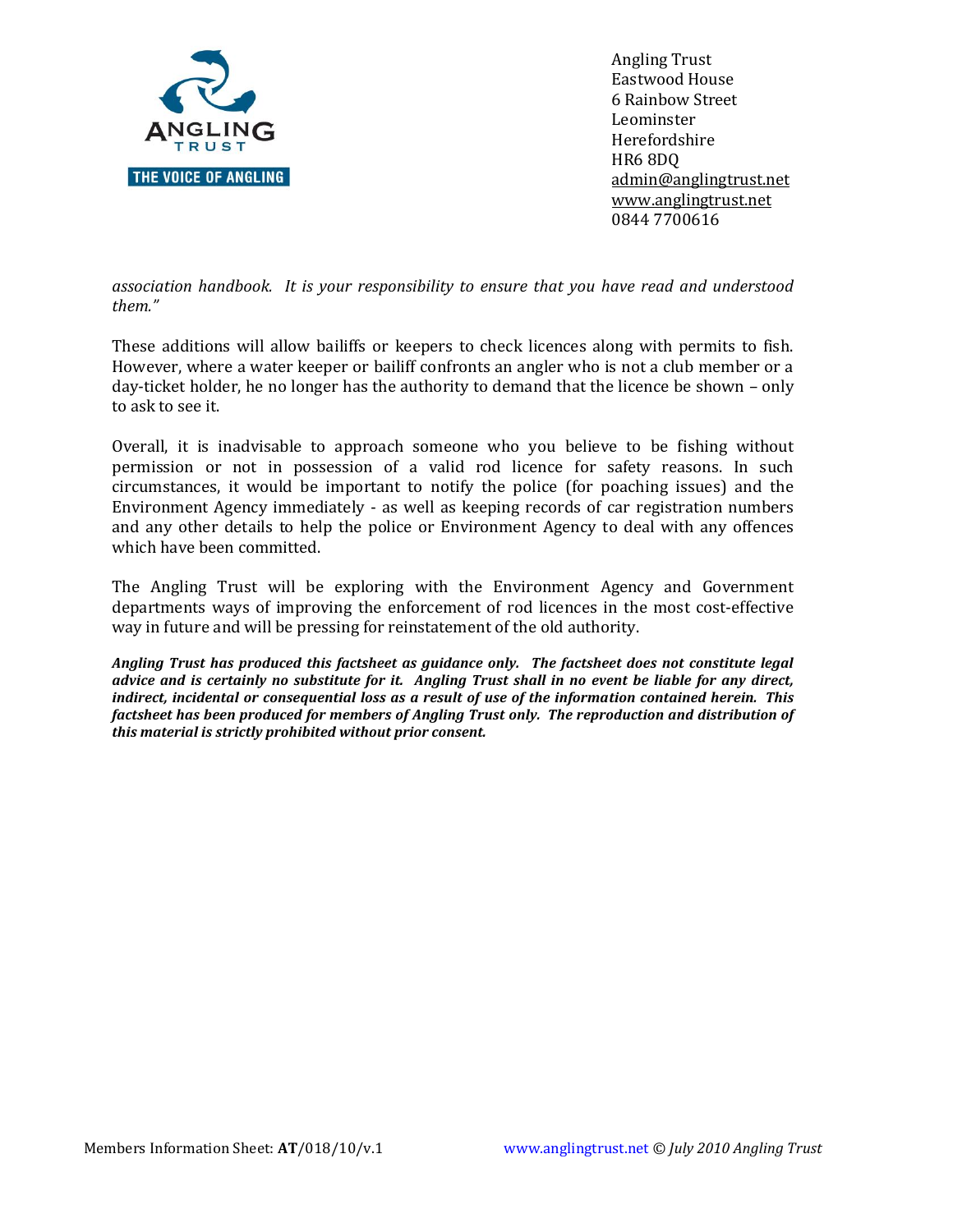Angling Trust
Eastwood House
6 Rainbow Street
Leominster
Herefordshire
HR6 8DQ
admin@anglingtrust.net
www.anglingtrust.net
0844 7700616

*association handbook. It is your responsibility to ensure that you have read and understood them."*

These additions will allow bailiffs or keepers to check licences along with permits to fish. However, where a water keeper or bailiff confronts an angler who is not a club member or a day-ticket holder, he no longer has the authority to demand that the licence be shown – only to ask to see it.

Overall, it is inadvisable to approach someone who you believe to be fishing without permission or not in possession of a valid rod licence for safety reasons. In such circumstances, it would be important to notify the police (for poaching issues) and the Environment Agency immediately - as well as keeping records of car registration numbers and any other details to help the police or Environment Agency to deal with any offences which have been committed.

The Angling Trust will be exploring with the Environment Agency and Government departments ways of improving the enforcement of rod licences in the most cost-effective way in future and will be pressing for reinstatement of the old authority.

***Angling Trust has produced this factsheet as guidance only. The factsheet does not constitute legal advice and is certainly no substitute for it. Angling Trust shall in no event be liable for any direct, indirect, incidental or consequential loss as a result of use of the information contained herein. This factsheet has been produced for members of Angling Trust only. The reproduction and distribution of this material is strictly prohibited without prior consent.***

Members Information Sheet: **AT**/018/10/v.1 www.anglingtrust.net © *July 2010 Angling Trust*